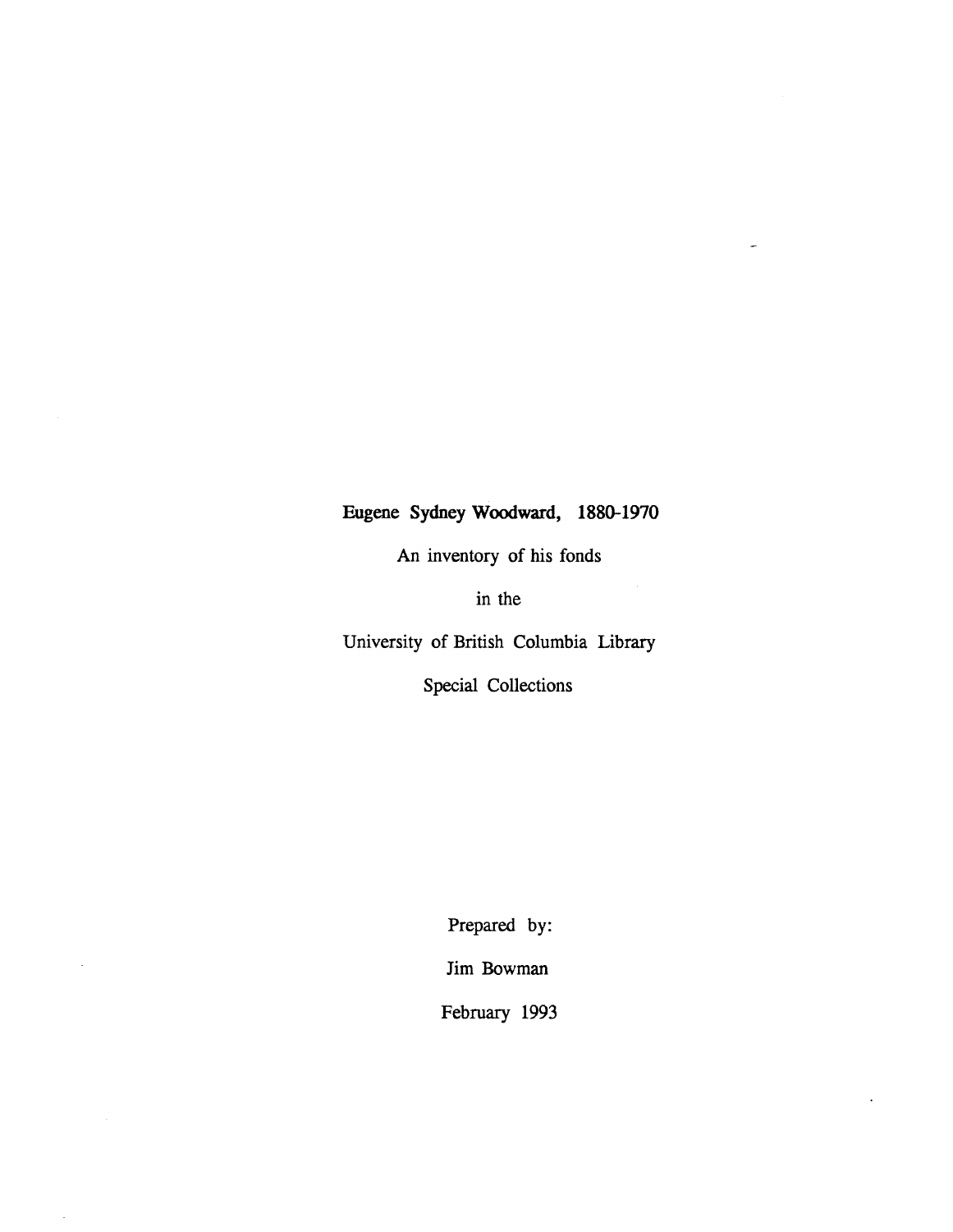# Eugene Sydney Woodward, 1880-1970

An inventory of his fonds

in the

University of British Columbia Library

Special Collections

Prepared by:

Jim Bowman

February 1993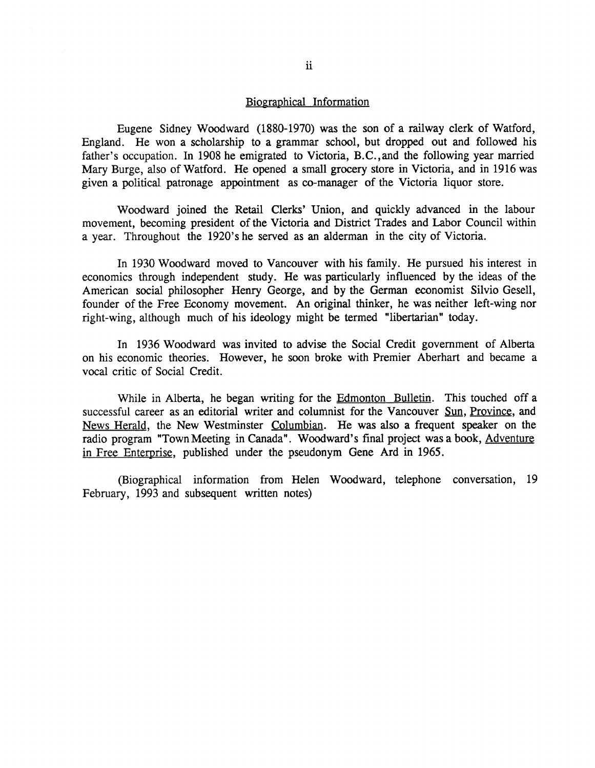## Biographical Information

Eugene Sidney Woodward (1880-1970) was the son of a railway clerk of Watford, England. He won a scholarship to a grammar school, but dropped out and followed his father's occupation. In 1908 he emigrated to Victoria, B.C., and the following year married Mary Burge, also of Watford. He opened a small grocery store in Victoria, and in 1916 was given a political patronage appointment as co-manager of the Victoria liquor store.

Woodward joined the Retail Clerks' Union, and quickly advanced in the labour movement, becoming president of the Victoria and District Trades and Labor Council within a year. Throughout the 1920's he served as an alderman in the city of Victoria.

In 1930 Woodward moved to Vancouver with his family. He pursued his interest in economics through independent study. He was particularly influenced by the ideas of the American social philosopher Henry George, and by the German economist Silvio Gesell, founder of the Free Economy movement. An original thinker, he was neither left-wing nor right-wing, although much of his ideology might be termed "libertarian" today.

In 1936 Woodward was invited to advise the Social Credit government of Alberta on his economic theories. However, he soon broke with Premier Aberhart and became a vocal critic of Social Credit.

While in Alberta, he began writing for the Edmonton Bulletin. This touched off a successful career as an editorial writer and columnist for the Vancouver Sun, Province, and News Herald, the New Westminster Columbian. He was also a frequent speaker on the radio program "Town Meeting in Canada". Woodward's final project was a book, Adventure in Free Enterprise, published under the pseudonym Gene Ard in 1965.

(Biographical information from Helen Woodward, telephone conversation, 19 February, 1993 and subsequent written notes)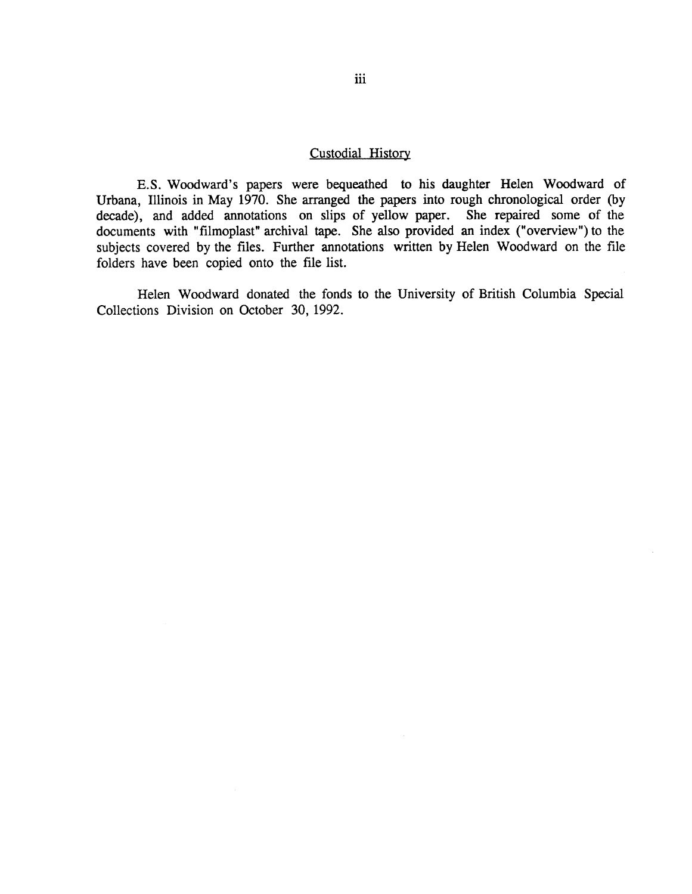## Custodial History

E.S. Woodward's papers were bequeathed to his daughter Helen Woodward of Urbana, Illinois in May 1970. She arranged the papers into rough chronological order (by decade), and added annotations on slips of yellow paper. She repaired some of the documents with "filmoplast" archival tape. She also provided an index ("overview") to the subjects covered by the files. Further annotations written by Helen Woodward on the file folders have been copied onto the file list.

Helen Woodward donated the fonds to the University of British Columbia Special Collections Division on October 30, 1992.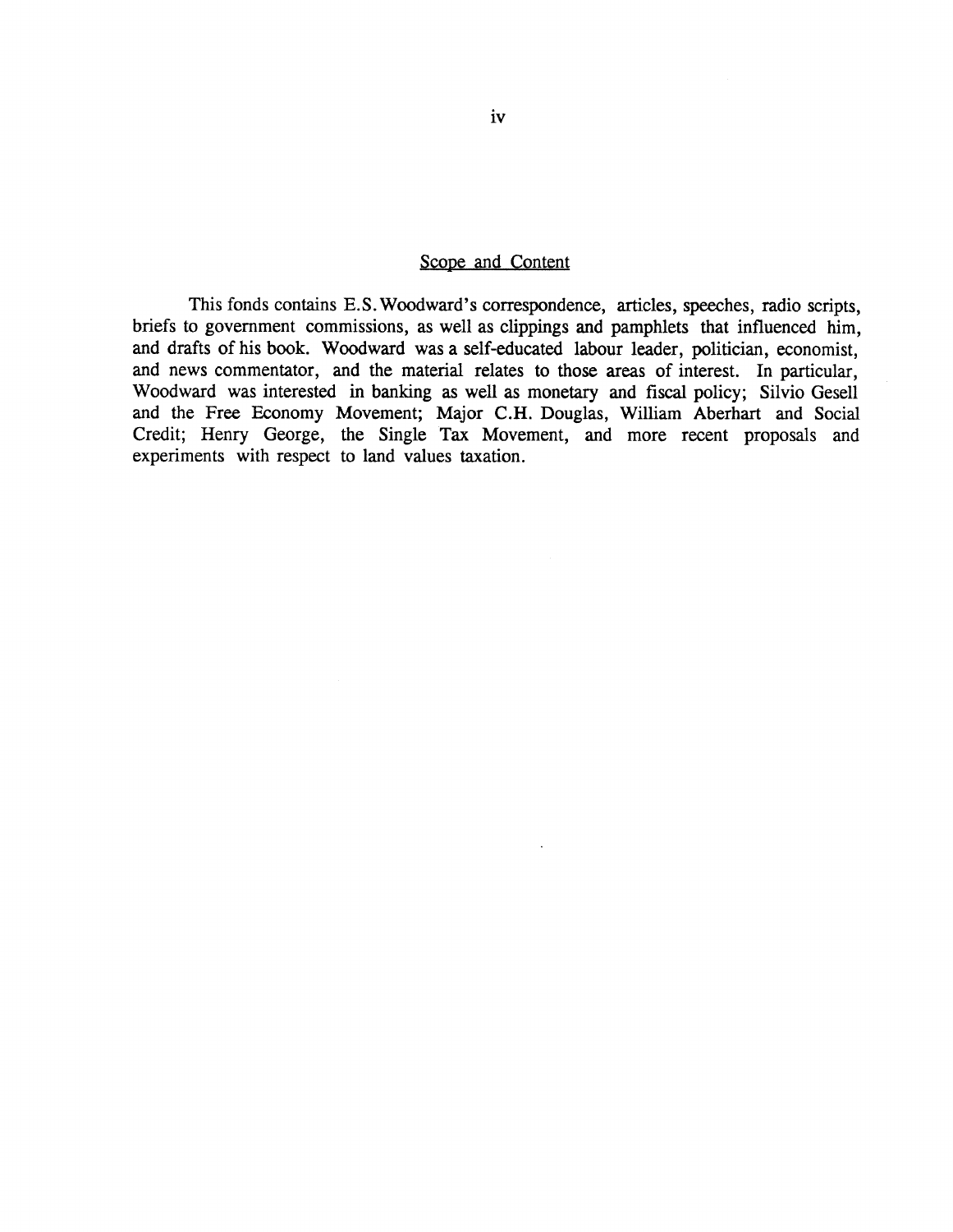## Scope and Content

This fonds contains E.S. Woodward's correspondence, articles, speeches, radio scripts, briefs to government commissions, as well as clippings and pamphlets that influenced him, and drafts of his book. Woodward was a self-educated labour leader, politician, economist, and news commentator, and the material relates to those areas of interest. In particular, Woodward was interested in banking as well as monetary and fiscal policy; Silvio Gesell and the Free Economy Movement; Major C.H. Douglas, William Aberhart and Social Credit; Henry George, the Single Tax Movement, and more recent proposals and experiments with respect to land values taxation.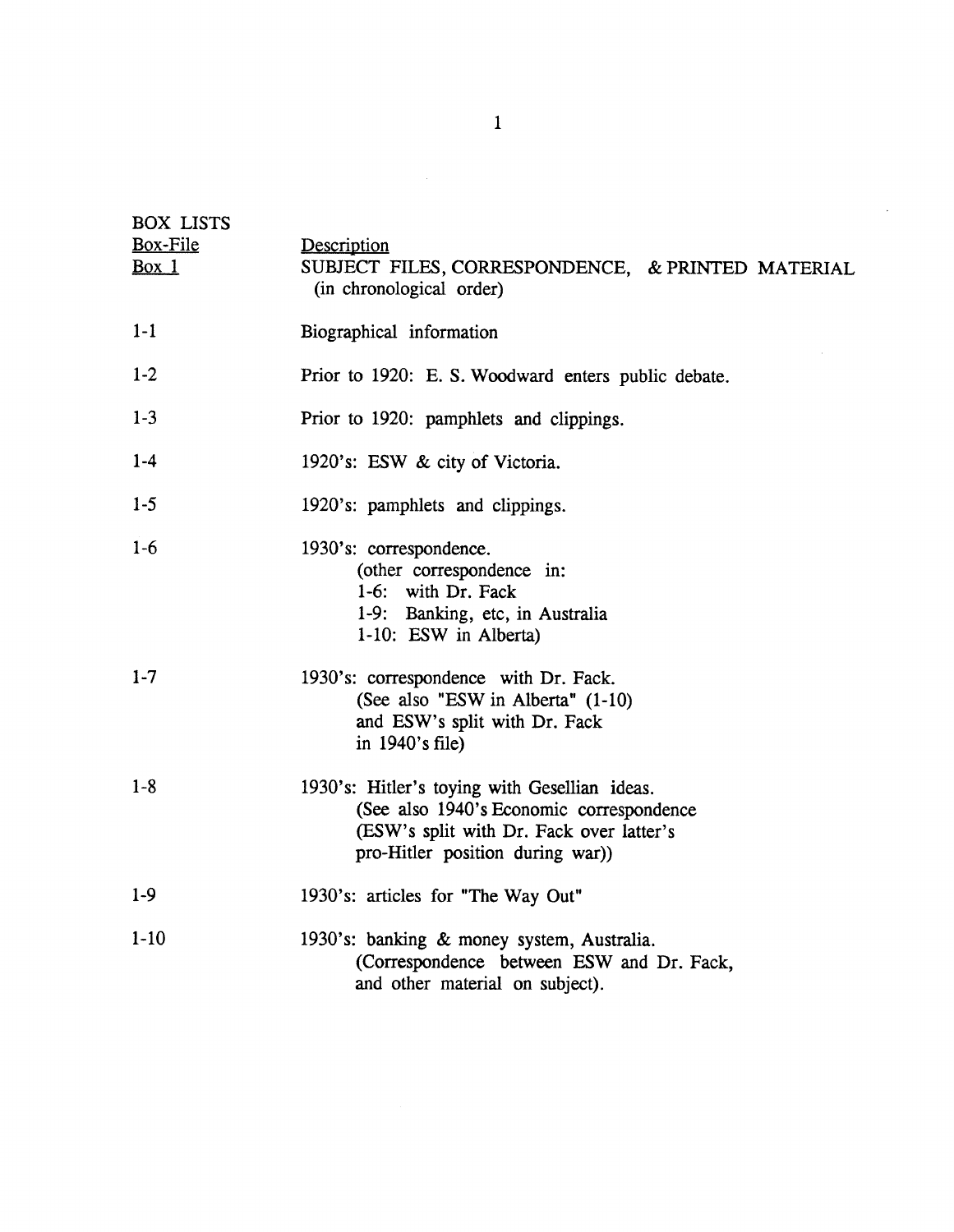## BOX LISTS

| Box-File | Description |
|---|---|
| Box 1 | SUBJECT FILES, CORRESPONDENCE, & PRINTED MATERIAL (in chronological order) |
| 1-1 | Biographical information |
| 1-2 | Prior to 1920: E. S. Woodward enters public debate. |
| 1-3 | Prior to 1920: pamphlets and clippings. |
| 1-4 | 1920's: ESW & city of Victoria. |
| 1-5 | 1920's: pamphlets and clippings. |
| 1-6 | 1930's: correspondence. (other correspondence in: 1-6: with Dr. Fack 1-9: Banking, etc, in Australia 1-10: ESW in Alberta) |
| 1-7 | 1930's: correspondence with Dr. Fack. (See also "ESW in Alberta" (1-10) and ESW's split with Dr. Fack in 1940's file) |
| 1-8 | 1930's: Hitler's toying with Gesellian ideas. (See also 1940's Economic correspondence (ESW's split with Dr. Fack over latter's pro-Hitler position during war)) |
| 1-9 | 1930's: articles for "The Way Out" |
| 1-10 | 1930's: banking & money system, Australia. (Correspondence between ESW and Dr. Fack, and other material on subject). |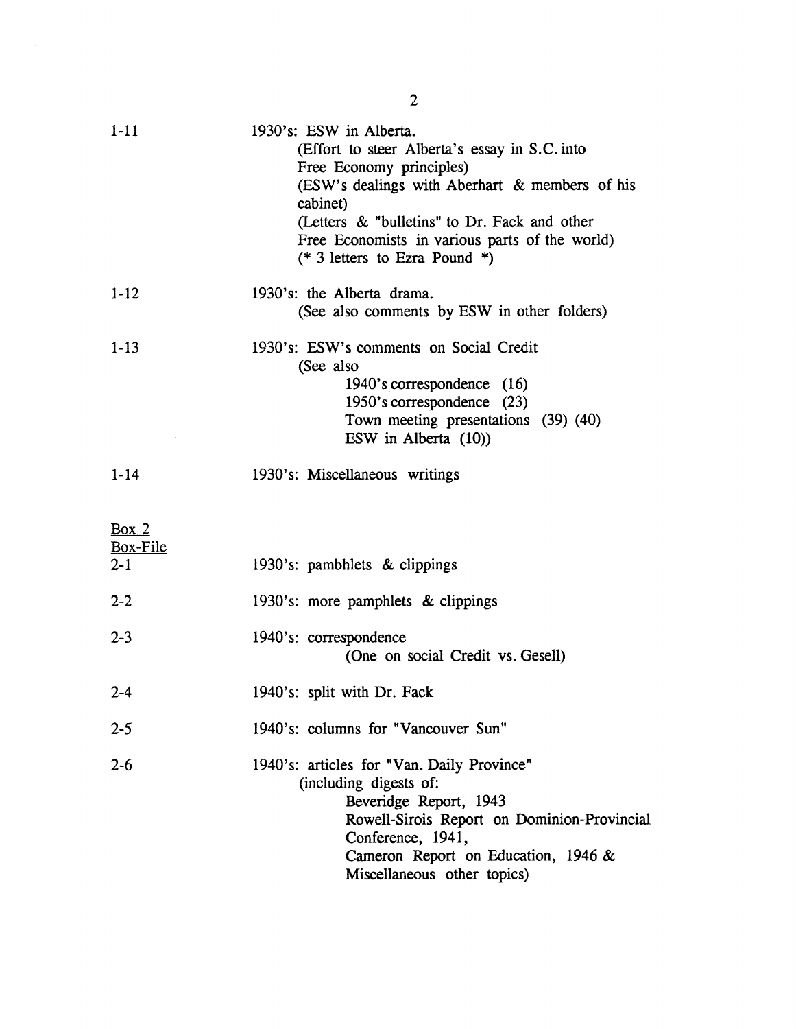| | |
|---|---|
| 1-11 | 1930's: ESW in Alberta.<br>(Effort to steer Alberta's essay in S.C. into Free Economy principles)<br>(ESW's dealings with Aberhart & members of his cabinet)<br>(Letters & "bulletins" to Dr. Fack and other Free Economists in various parts of the world)<br>(* 3 letters to Ezra Pound *) |
| 1-12 | 1930's: the Alberta drama.<br>(See also comments by ESW in other folders) |
| 1-13 | 1930's: ESW's comments on Social Credit<br>(See also<br>1940's correspondence (16)<br>1950's correspondence (23)<br>Town meeting presentations (39) (40)<br>ESW in Alberta (10)) |
| 1-14 | 1930's: Miscellaneous writings |

<u>Box 2</u>

| <u>Box-File</u> | |
|---|---|
| 2-1 | 1930's: pambhlets & clippings |
| 2-2 | 1930's: more pamphlets & clippings |
| 2-3 | 1940's: correspondence<br>(One on social Credit vs. Gesell) |
| 2-4 | 1940's: split with Dr. Fack |
| 2-5 | 1940's: columns for "Vancouver Sun" |
| 2-6 | 1940's: articles for "Van. Daily Province"<br>(including digests of:<br>Beveridge Report, 1943<br>Rowell-Sirois Report on Dominion-Provincial Conference, 1941,<br>Cameron Report on Education, 1946 &<br>Miscellaneous other topics) |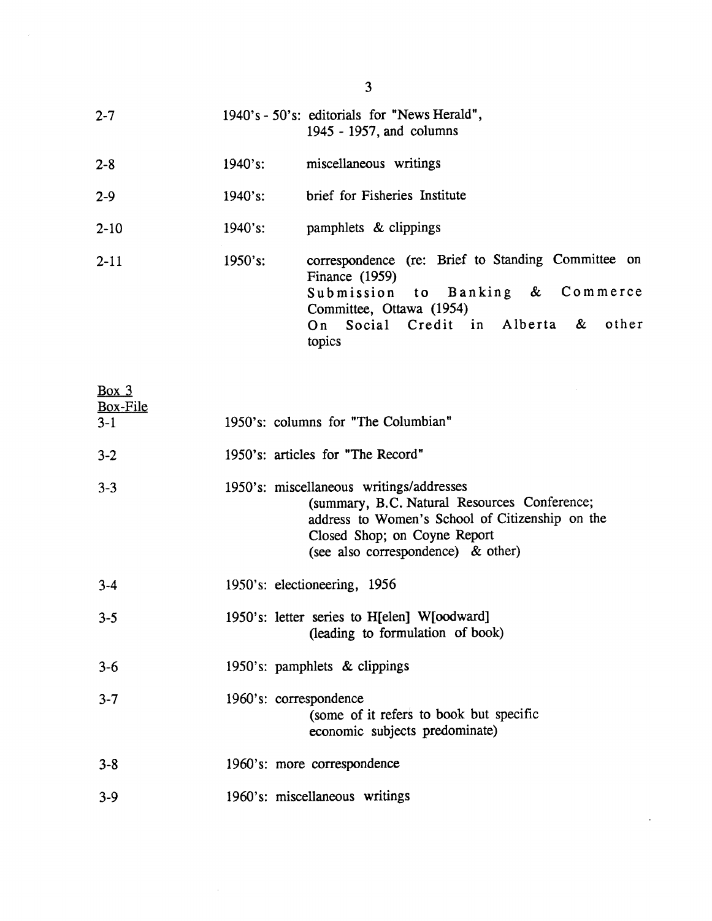| | |
|---|---|
| 2-7 | 1940's - 50's: editorials for "News Herald", 1945 - 1957, and columns |
| 2-8 | 1940's: miscellaneous writings |
| 2-9 | 1940's: brief for Fisheries Institute |
| 2-10 | 1940's: pamphlets & clippings |
| 2-11 | 1950's: correspondence (re: Brief to Standing Committee on Finance (1959) Submission to Banking & Commerce Committee, Ottawa (1954) On Social Credit in Alberta & other topics |

Box 3

| Box-File | |
|---|---|
| 3-1 | 1950's: columns for "The Columbian" |
| 3-2 | 1950's: articles for "The Record" |
| 3-3 | 1950's: miscellaneous writings/addresses (summary, B.C. Natural Resources Conference; address to Women's School of Citizenship on the Closed Shop; on Coyne Report (see also correspondence) & other) |
| 3-4 | 1950's: electioneering, 1956 |
| 3-5 | 1950's: letter series to H[elen] W[oodward] (leading to formulation of book) |
| 3-6 | 1950's: pamphlets & clippings |
| 3-7 | 1960's: correspondence (some of it refers to book but specific economic subjects predominate) |
| 3-8 | 1960's: more correspondence |
| 3-9 | 1960's: miscellaneous writings |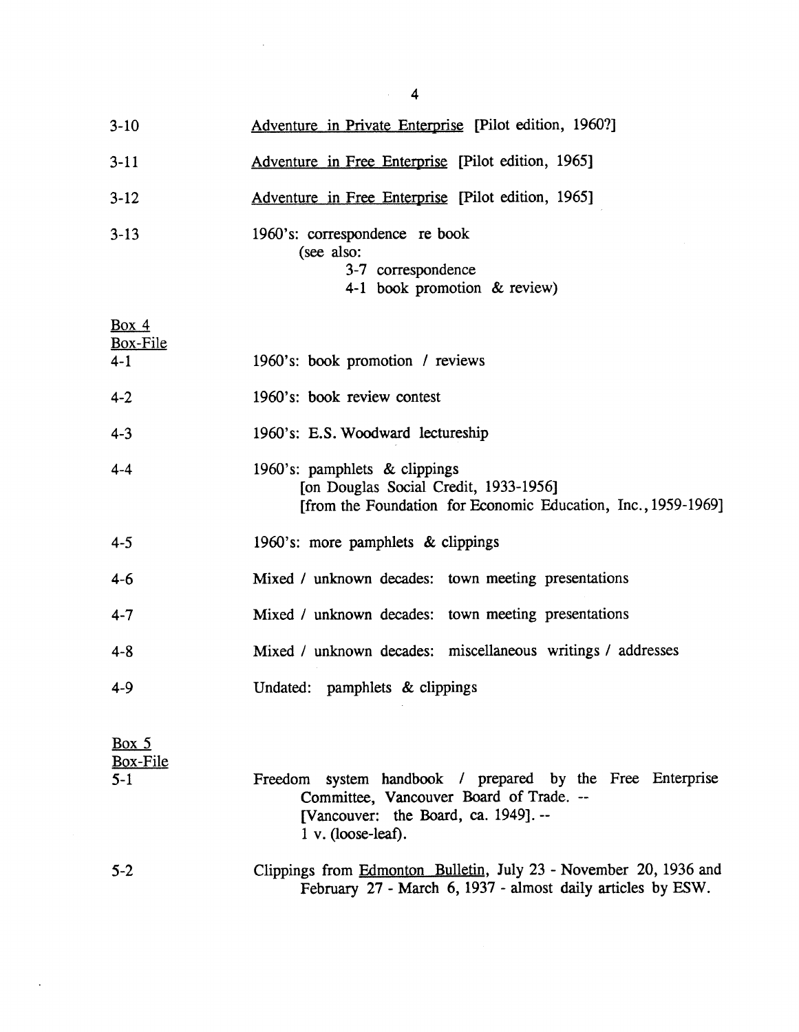| | |
|---|---|
| 3-10 | <u>Adventure in Private Enterprise</u> [Pilot edition, 1960?] |
| 3-11 | <u>Adventure in Free Enterprise</u> [Pilot edition, 1965] |
| 3-12 | <u>Adventure in Free Enterprise</u> [Pilot edition, 1965] |
| 3-13 | 1960's: correspondence re book<br>(see also:<br>3-7 correspondence<br>4-1 book promotion & review) |

<u>Box 4</u>
<u>Box-File</u>

| | |
|---|---|
| 4-1 | 1960's: book promotion / reviews |
| 4-2 | 1960's: book review contest |
| 4-3 | 1960's: E.S. Woodward lectureship |
| 4-4 | 1960's: pamphlets & clippings<br>[on Douglas Social Credit, 1933-1956]<br>[from the Foundation for Economic Education, Inc., 1959-1969] |
| 4-5 | 1960's: more pamphlets & clippings |
| 4-6 | Mixed / unknown decades: town meeting presentations |
| 4-7 | Mixed / unknown decades: town meeting presentations |
| 4-8 | Mixed / unknown decades: miscellaneous writings / addresses |
| 4-9 | Undated: pamphlets & clippings |

<u>Box 5</u>
<u>Box-File</u>

| | |
|---|---|
| 5-1 | Freedom system handbook / prepared by the Free Enterprise Committee, Vancouver Board of Trade. --<br>[Vancouver: the Board, ca. 1949]. --<br>1 v. (loose-leaf). |
| 5-2 | Clippings from <u>Edmonton Bulletin</u>, July 23 - November 20, 1936 and February 27 - March 6, 1937 - almost daily articles by ESW. |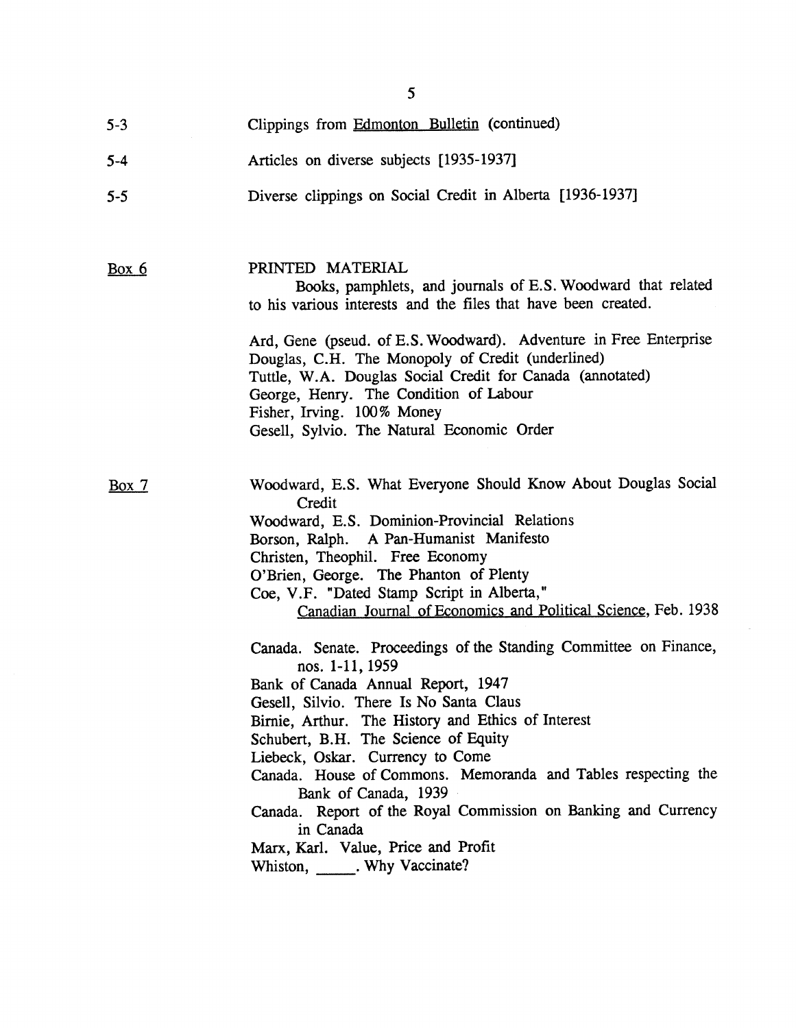5-3 Clippings from Edmonton Bulletin (continued)

5-4 Articles on diverse subjects [1935-1937]

5-5 Diverse clippings on Social Credit in Alberta [1936-1937]

Box 6 PRINTED MATERIAL

Books, pamphlets, and journals of E.S. Woodward that related to his various interests and the files that have been created.

Ard, Gene (pseud. of E.S. Woodward). Adventure in Free Enterprise
Douglas, C.H. The Monopoly of Credit (underlined)
Tuttle, W.A. Douglas Social Credit for Canada (annotated)
George, Henry. The Condition of Labour
Fisher, Irving. 100% Money
Gesell, Sylvio. The Natural Economic Order

Box 7 Woodward, E.S. What Everyone Should Know About Douglas Social Credit
Woodward, E.S. Dominion-Provincial Relations
Borson, Ralph. A Pan-Humanist Manifesto
Christen, Theophil. Free Economy
O'Brien, George. The Phanton of Plenty
Coe, V.F. "Dated Stamp Script in Alberta," *Canadian Journal of Economics and Political Science*, Feb. 1938

Canada. Senate. Proceedings of the Standing Committee on Finance, nos. 1-11, 1959
Bank of Canada Annual Report, 1947
Gesell, Silvio. There Is No Santa Claus
Birnie, Arthur. The History and Ethics of Interest
Schubert, B.H. The Science of Equity
Liebeck, Oskar. Currency to Come
Canada. House of Commons. Memoranda and Tables respecting the Bank of Canada, 1939
Canada. Report of the Royal Commission on Banking and Currency in Canada
Marx, Karl. Value, Price and Profit
Whiston, _____. Why Vaccinate?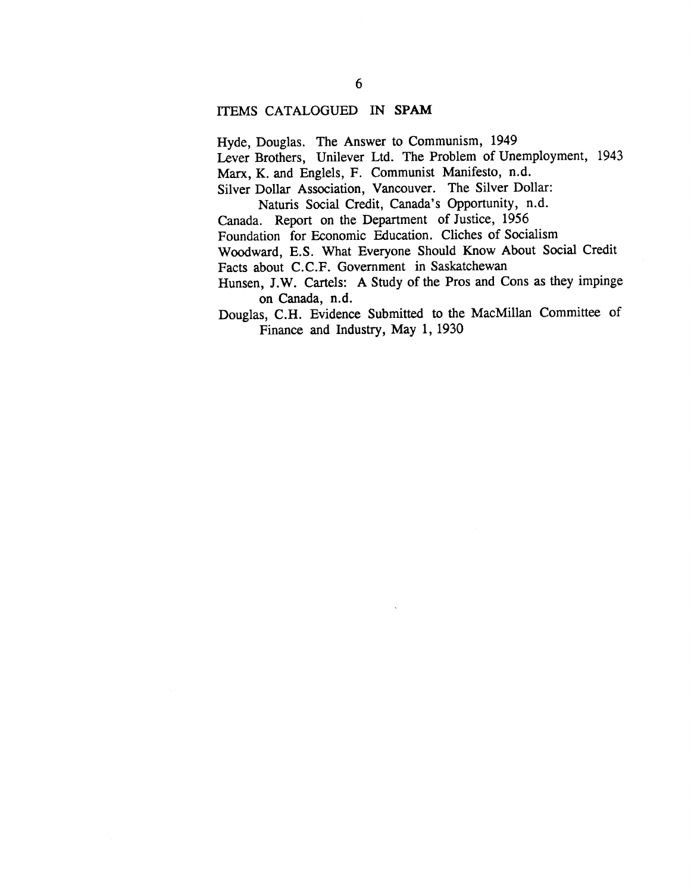## ITEMS CATALOGUED IN **SPAM**

Hyde, Douglas. The Answer to Communism, 1949

Lever Brothers, Unilever Ltd. The Problem of Unemployment, 1943

Marx, K. and Englels, F. Communist Manifesto, n.d.

Silver Dollar Association, Vancouver. The Silver Dollar: Naturis Social Credit, Canada's Opportunity, n.d.

Canada. Report on the Department of Justice, 1956

Foundation for Economic Education. Cliches of Socialism

Woodward, E.S. What Everyone Should Know About Social Credit

Facts about C.C.F. Government in Saskatchewan

Hunsen, J.W. Cartels: A Study of the Pros and Cons as they impinge on Canada, n.d.

Douglas, C.H. Evidence Submitted to the MacMillan Committee of Finance and Industry, May 1, 1930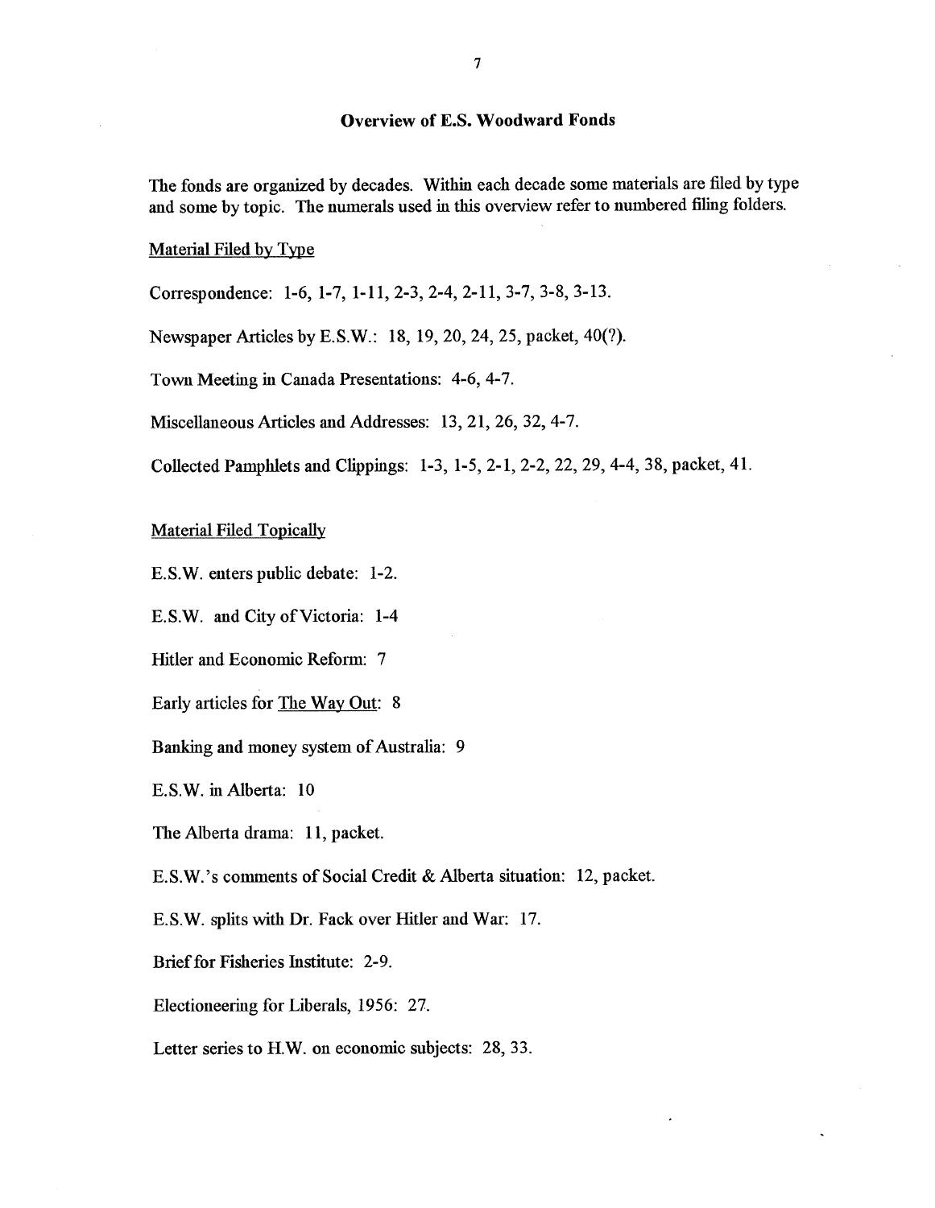## Overview of E.S. Woodward Fonds

The fonds are organized by decades. Within each decade some materials are filed by type and some by topic. The numerals used in this overview refer to numbered filing folders.

Material Filed by Type

Correspondence: 1-6, 1-7, 1-11, 2-3, 2-4, 2-11, 3-7, 3-8, 3-13.

Newspaper Articles by E.S.W.: 18, 19, 20, 24, 25, packet, 40(?).

Town Meeting in Canada Presentations: 4-6, 4-7.

Miscellaneous Articles and Addresses: 13, 21, 26, 32, 4-7.

Collected Pamphlets and Clippings: 1-3, 1-5, 2-1, 2-2, 22, 29, 4-4, 38, packet, 41.

Material Filed Topically

E.S.W. enters public debate: 1-2.

E.S.W. and City of Victoria: 1-4

Hitler and Economic Reform: 7

Early articles for The Way Out: 8

Banking and money system of Australia: 9

E.S.W. in Alberta: 10

The Alberta drama: 11, packet.

E.S.W.'s comments of Social Credit & Alberta situation: 12, packet.

E.S.W. splits with Dr. Fack over Hitler and War: 17.

Brief for Fisheries Institute: 2-9.

Electioneering for Liberals, 1956: 27.

Letter series to H.W. on economic subjects: 28, 33.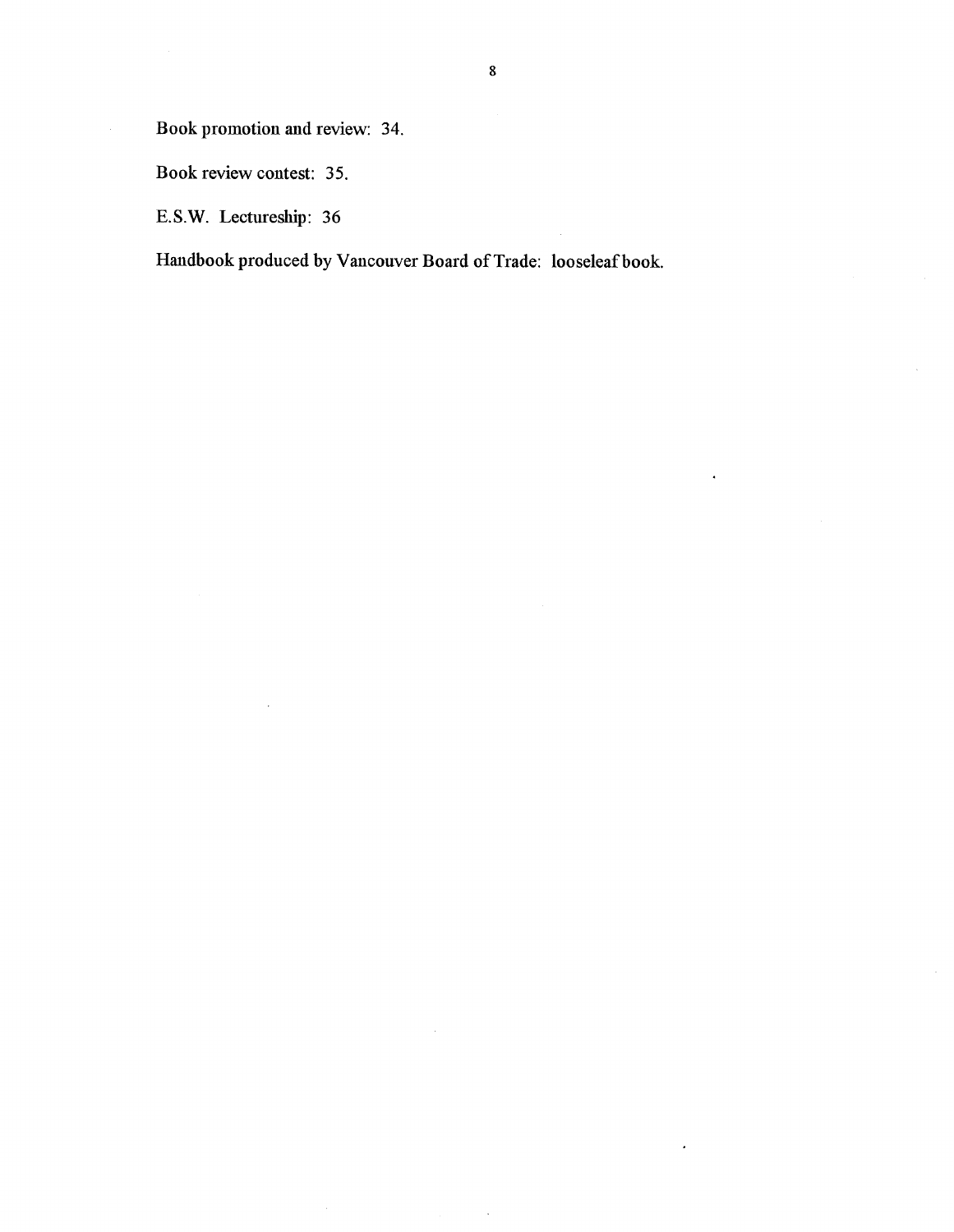Book promotion and review: 34.

Book review contest: 35.

E.S.W. Lectureship: 36

Handbook produced by Vancouver Board of Trade: looseleaf book.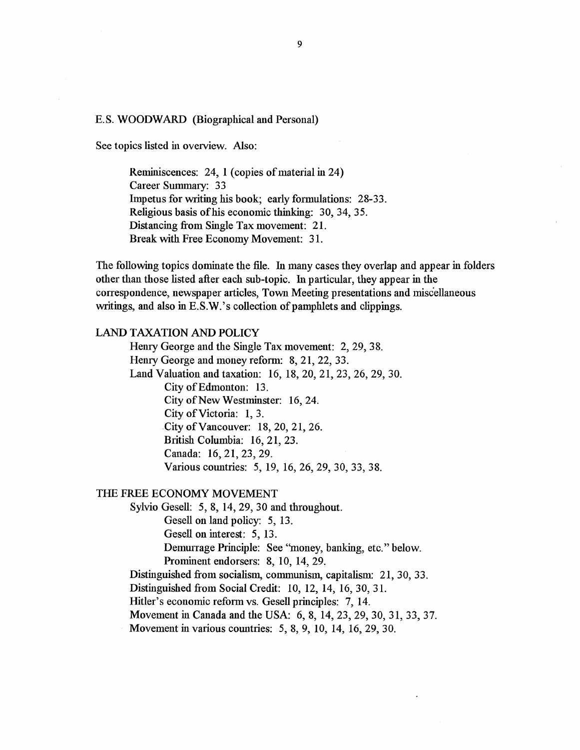E.S. WOODWARD (Biographical and Personal)

See topics listed in overview. Also:

- Reminiscences: 24, 1 (copies of material in 24)
- Career Summary: 33
- Impetus for writing his book; early formulations: 28-33.
- Religious basis of his economic thinking: 30, 34, 35.
- Distancing from Single Tax movement: 21.
- Break with Free Economy Movement: 31.

The following topics dominate the file. In many cases they overlap and appear in folders other than those listed after each sub-topic. In particular, they appear in the correspondence, newspaper articles, Town Meeting presentations and miscellaneous writings, and also in E.S.W.'s collection of pamphlets and clippings.

LAND TAXATION AND POLICY

- Henry George and the Single Tax movement: 2, 29, 38.
- Henry George and money reform: 8, 21, 22, 33.
- Land Valuation and taxation: 16, 18, 20, 21, 23, 26, 29, 30.
  - City of Edmonton: 13.
  - City of New Westminster: 16, 24.
  - City of Victoria: 1, 3.
  - City of Vancouver: 18, 20, 21, 26.
  - British Columbia: 16, 21, 23.
  - Canada: 16, 21, 23, 29.
  - Various countries: 5, 19, 16, 26, 29, 30, 33, 38.

THE FREE ECONOMY MOVEMENT

- Sylvio Gesell: 5, 8, 14, 29, 30 and throughout.
  - Gesell on land policy: 5, 13.
  - Gesell on interest: 5, 13.
  - Demurrage Principle: See "money, banking, etc." below.
  - Prominent endorsers: 8, 10, 14, 29.
- Distinguished from socialism, communism, capitalism: 21, 30, 33.
- Distinguished from Social Credit: 10, 12, 14, 16, 30, 31.
- Hitler's economic reform vs. Gesell principles: 7, 14.
- Movement in Canada and the USA: 6, 8, 14, 23, 29, 30, 31, 33, 37.
- Movement in various countries: 5, 8, 9, 10, 14, 16, 29, 30.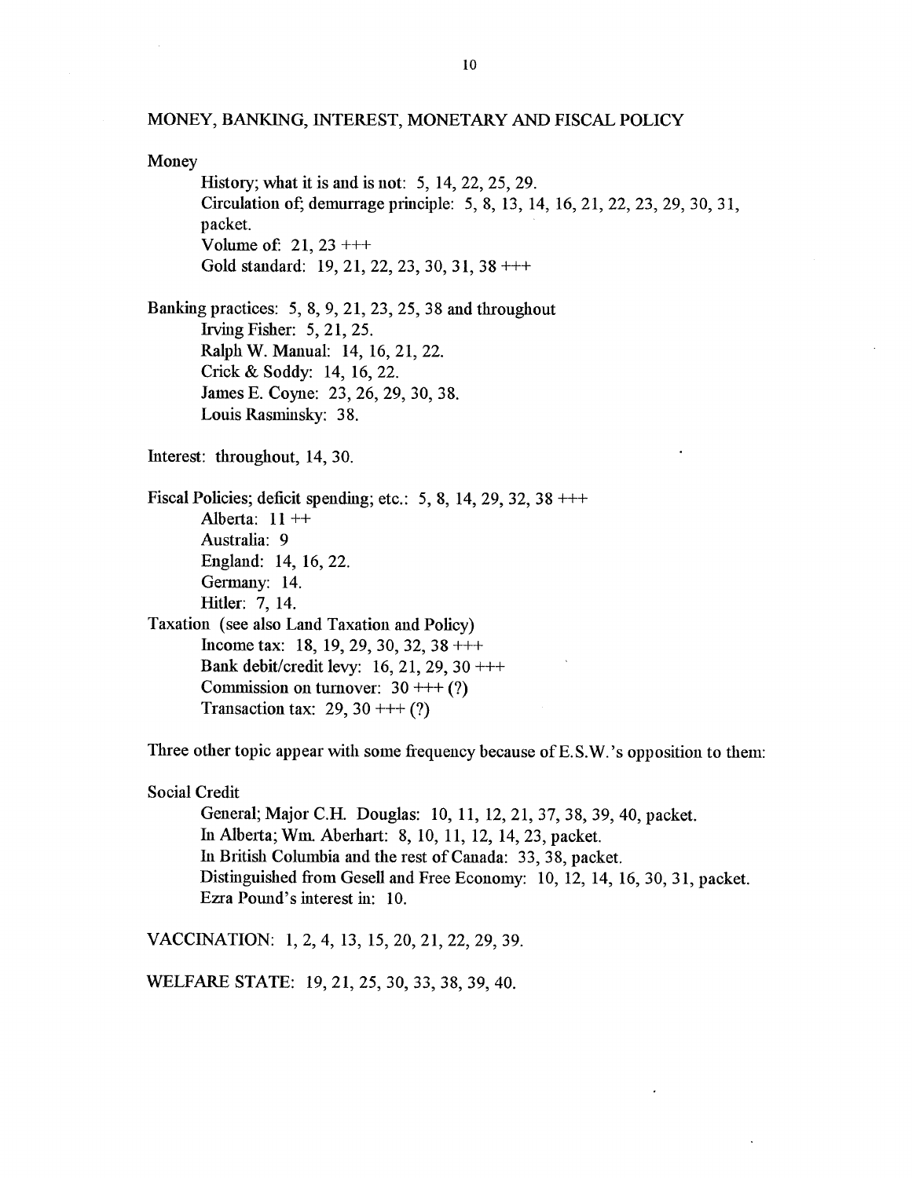## MONEY, BANKING, INTEREST, MONETARY AND FISCAL POLICY

Money

- History; what it is and is not: 5, 14, 22, 25, 29.
- Circulation of; demurrage principle: 5, 8, 13, 14, 16, 21, 22, 23, 29, 30, 31, packet.
- Volume of: 21, 23 +++
- Gold standard: 19, 21, 22, 23, 30, 31, 38 +++

Banking practices: 5, 8, 9, 21, 23, 25, 38 and throughout

- Irving Fisher: 5, 21, 25.
- Ralph W. Manual: 14, 16, 21, 22.
- Crick & Soddy: 14, 16, 22.
- James E. Coyne: 23, 26, 29, 30, 38.
- Louis Rasminsky: 38.

Interest: throughout, 14, 30.

Fiscal Policies; deficit spending; etc.: 5, 8, 14, 29, 32, 38 +++

- Alberta: 11 ++
- Australia: 9
- England: 14, 16, 22.
- Germany: 14.
- Hitler: 7, 14.

Taxation (see also Land Taxation and Policy)

- Income tax: 18, 19, 29, 30, 32, 38 +++
- Bank debit/credit levy: 16, 21, 29, 30 +++
- Commission on turnover: 30 +++ (?)
- Transaction tax: 29, 30 +++ (?)

Three other topic appear with some frequency because of E.S.W.'s opposition to them:

Social Credit

- General; Major C.H. Douglas: 10, 11, 12, 21, 37, 38, 39, 40, packet.
- In Alberta; Wm. Aberhart: 8, 10, 11, 12, 14, 23, packet.
- In British Columbia and the rest of Canada: 33, 38, packet.
- Distinguished from Gesell and Free Economy: 10, 12, 14, 16, 30, 31, packet.
- Ezra Pound's interest in: 10.

VACCINATION: 1, 2, 4, 13, 15, 20, 21, 22, 29, 39.

WELFARE STATE: 19, 21, 25, 30, 33, 38, 39, 40.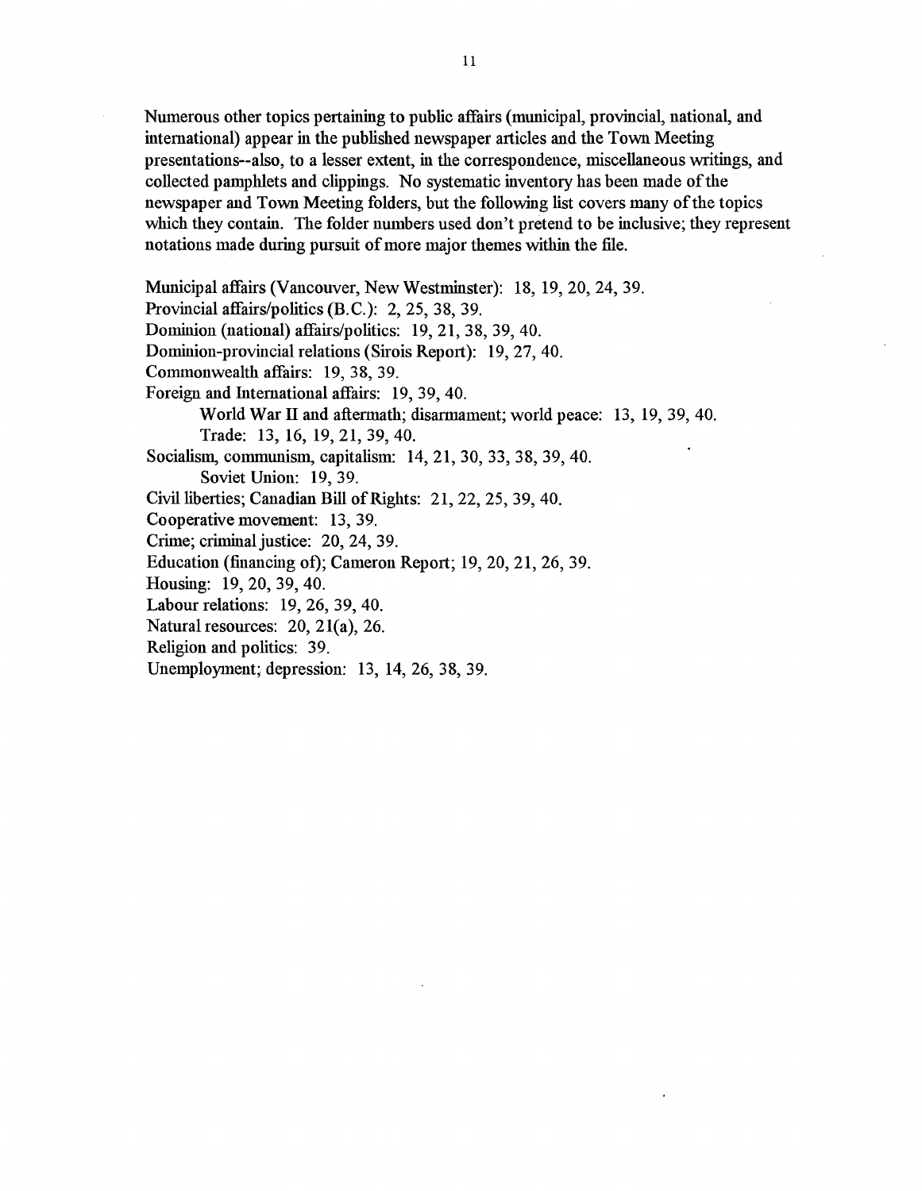Numerous other topics pertaining to public affairs (municipal, provincial, national, and international) appear in the published newspaper articles and the Town Meeting presentations--also, to a lesser extent, in the correspondence, miscellaneous writings, and collected pamphlets and clippings. No systematic inventory has been made of the newspaper and Town Meeting folders, but the following list covers many of the topics which they contain. The folder numbers used don't pretend to be inclusive; they represent notations made during pursuit of more major themes within the file.

Municipal affairs (Vancouver, New Westminster): 18, 19, 20, 24, 39.
Provincial affairs/politics (B.C.): 2, 25, 38, 39.
Dominion (national) affairs/politics: 19, 21, 38, 39, 40.
Dominion-provincial relations (Sirois Report): 19, 27, 40.
Commonwealth affairs: 19, 38, 39.
Foreign and International affairs: 19, 39, 40.
- World War II and aftermath; disarmament; world peace: 13, 19, 39, 40.
- Trade: 13, 16, 19, 21, 39, 40.

Socialism, communism, capitalism: 14, 21, 30, 33, 38, 39, 40.
- Soviet Union: 19, 39.

Civil liberties; Canadian Bill of Rights: 21, 22, 25, 39, 40.
Cooperative movement: 13, 39.
Crime; criminal justice: 20, 24, 39.
Education (financing of); Cameron Report; 19, 20, 21, 26, 39.
Housing: 19, 20, 39, 40.
Labour relations: 19, 26, 39, 40.
Natural resources: 20, 21(a), 26.
Religion and politics: 39.
Unemployment; depression: 13, 14, 26, 38, 39.